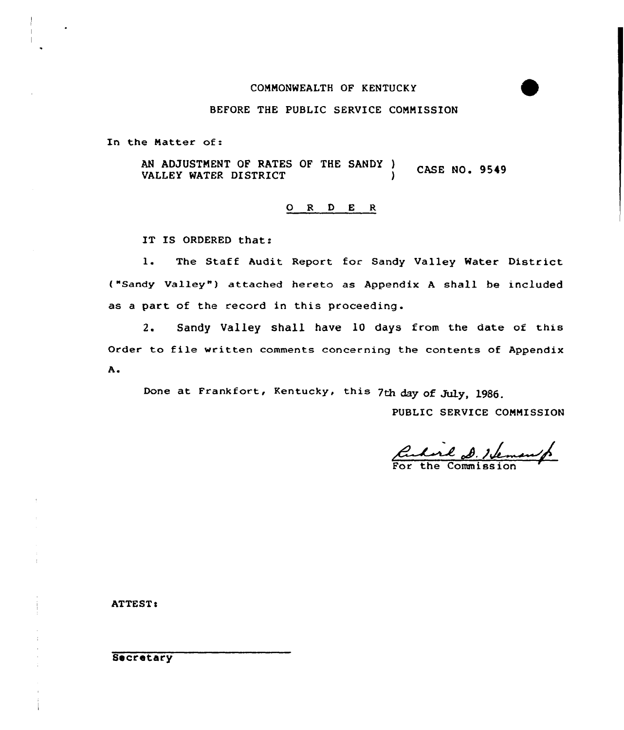COMMONWEALTH OF KENTUCKY

BEFORE THE PUBLIC SERVICE COMMISSION

In the Matter of:

AN ADJUSTMENT OF RATES OF THE SANDY VALLEY WATER DISTRICT ) CASE NO. 9549

O R D E R

IT IS ORDERED that:

1. The Staff Audit Report for Sandy Valley Water District ("Sandy Valley") attached hereto as Appendix A shall be included as a part of the record in this proceeding.

2. Sandy Valley shall have 10 days from the date of this Order to file written comments concerning the contents of Appendix A.

Done at Frankfort, Kentucky, this 7th day of July, 1986.

PUBLIC SERVICE COMMISSION

For the Commission

ATTEST:

Secretary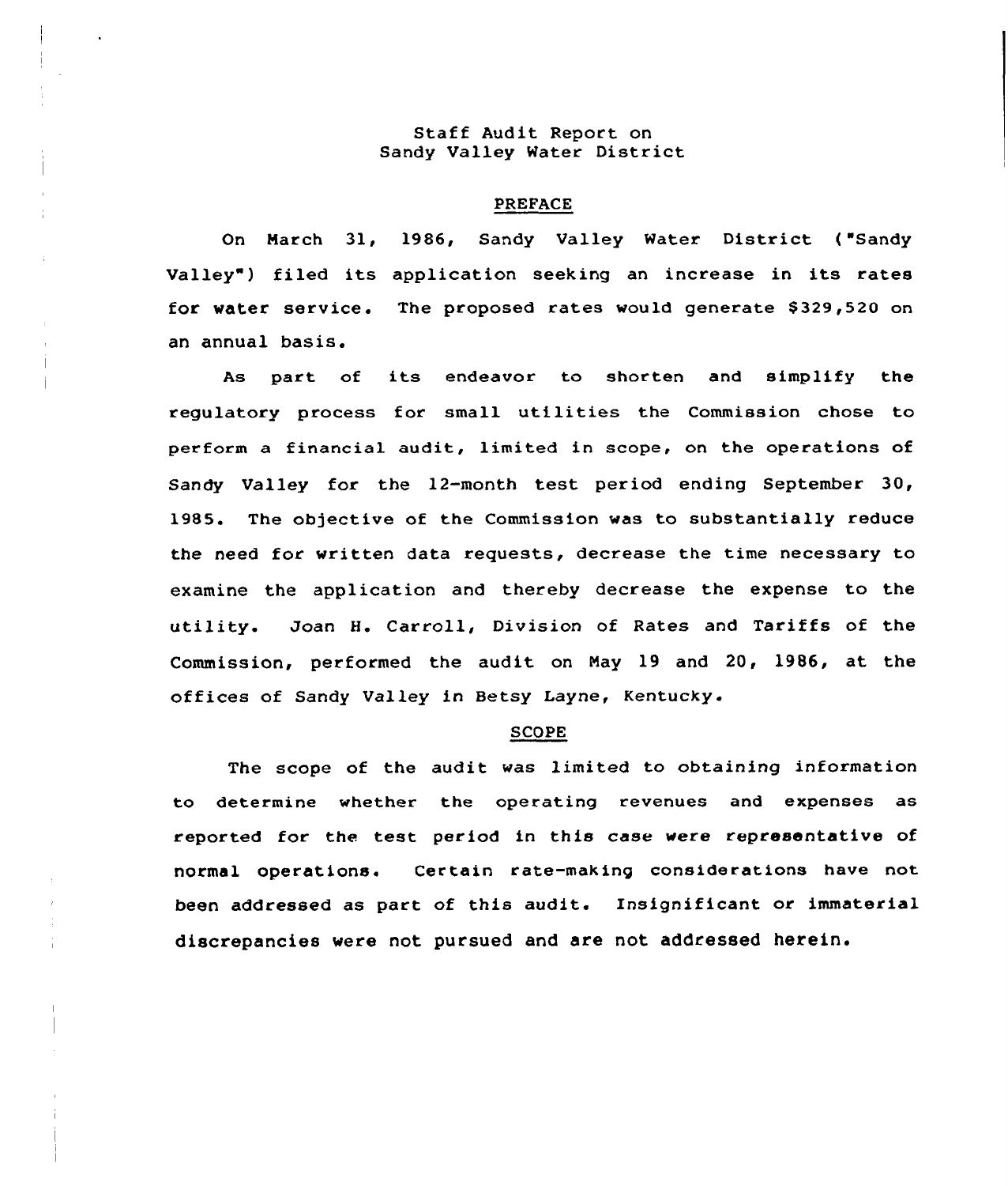# Staff Audit Report on Sandy Valley Water District

## PREFACE

On March 31, 1986, Sandy Valley Water District ("Sandy Valley") filed its application seeking an increase in its rates for water service. The proposed rates would generate $329,520 on an annual basis.

As part of its endeavor to shorten and simplify the regulatory process for small utilities the Commission chose to perform a financial audit, limited in scope, on the operations of Sandy Valley for the 12-month test period ending September 30, 1985. The objective of the Commission was to substantially reduce the need for written data requests, decrease the time necessary to examine the application and thereby decrease the expense to the utility. Joan H. Carroll, Division of Rates and Tariffs of the Commission, performed the audit on May 19 and 20, 1986, at the offices of Sandy Valley in Betsy Layne, Kentucky.

## SCOPE

The scope of the audit was limited to obtaining information to determine whether the operating revenues and expenses as reported for the test period in this case were representative of normal operations. Certain rate-making considerations have not been addressed as part of this audit. Insignificant or immaterial discrepancies were not pursued and are not addressed herein.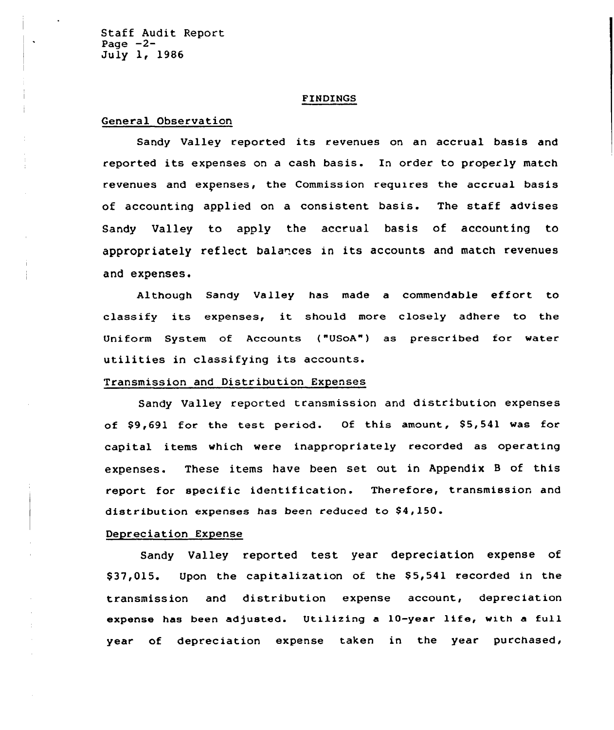## FINDINGS

### General Observation

Sandy Valley reported its revenues on an accrual basis and reported its expenses on a cash basis. In order to properly match revenues and expenses, the Commission requires the accrual basis of accounting applied on a consistent basis. The staff advises Sandy Valley to apply the accrual basis of accounting to appropriately reflect balances in its accounts and match revenues and expenses.

Although Sandy Valley has made a commendable effort to classify its expenses, it should more closely adhere to the Uniform System of Accounts ("USoA") as prescribed for water utilities in classifying its accounts.

### Transmission and Distribution Expenses

Sandy Valley reported transmission and distribution expenses of $9,691 for the test period. Of this amount, $5,541 was for capital items which were inappropriately recorded as operating expenses. These items have been set out in Appendix B of this report for specific identification. Therefore, transmission and distribution expenses has been reduced to $4,150.

### Depreciation Expense

Sandy Valley reported test year depreciation expense of $37,015. Upon the capitalization of the $5,541 recorded in the transmission and distribution expense account, depreciation expense has been adjusted. Utilizing a 10-year life, with a full year of depreciation expense taken in the year purchased,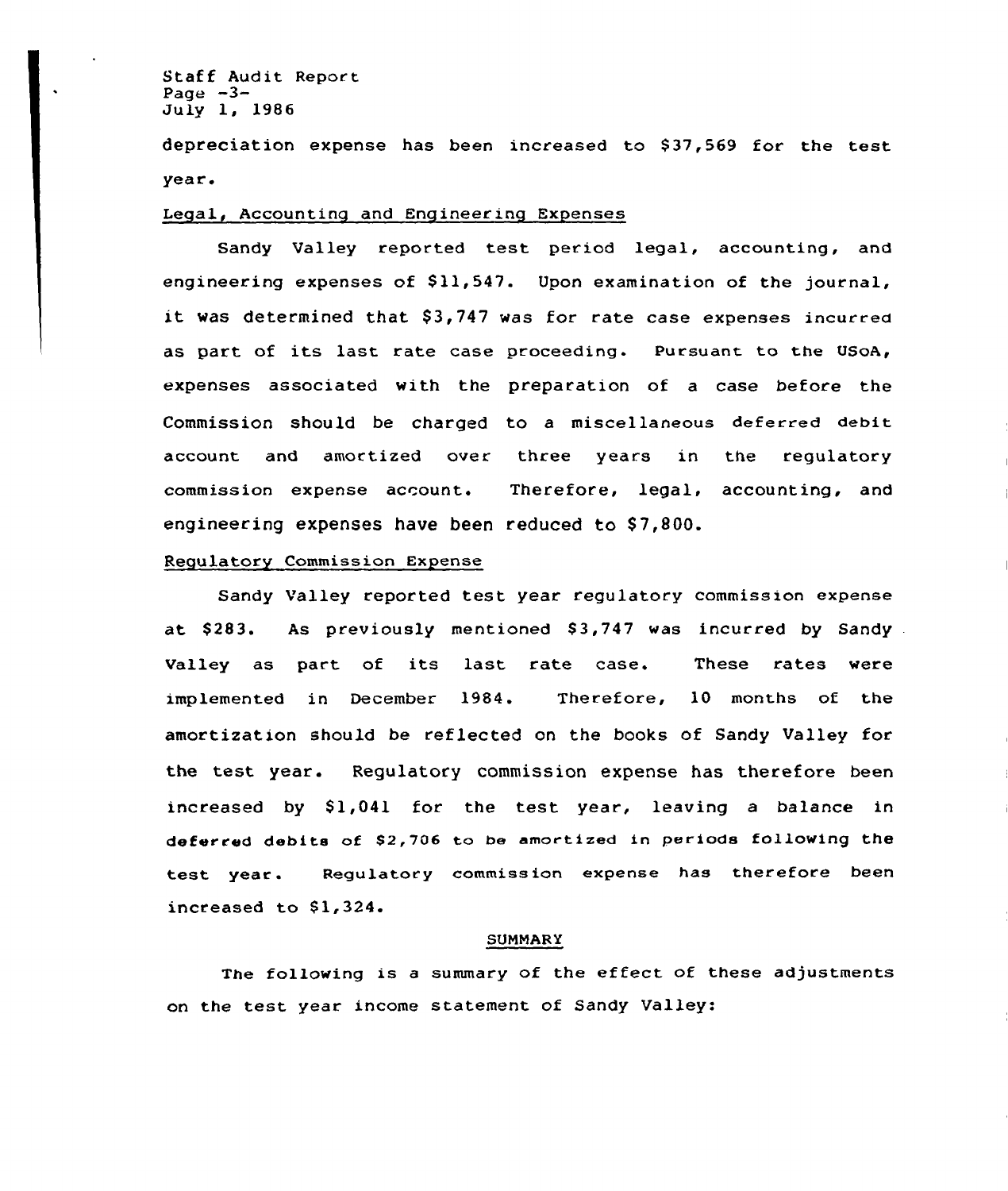depreciation expense has been increased to $37,569 for the test year.

Legal, Accounting and Engineering Expenses

Sandy Valley reported test period legal, accounting, and engineering expenses of $11,547. Upon examination of the journal, it was determined that $3,747 was for rate case expenses incurred as part of its last rate case proceeding. Pursuant to the USoA, expenses associated with the preparation of a case before the Commission should be charged to a miscellaneous deferred debit account and amortized over three years in the regulatory commission expense account. Therefore, legal, accounting, and engineering expenses have been reduced to $7,800.

Regulatory Commission Expense

Sandy Valley reported test year regulatory commission expense at $283. As previously mentioned $3,747 was incurred by Sandy Valley as part of its last rate case. These rates were implemented in December 1984. Therefore, 10 months of the amortization should be reflected on the books of Sandy Valley for the test year. Regulatory commission expense has therefore been increased by $1,041 for the test year, leaving a balance in deferred debits of $2,706 to be amortized in periods following the test year. Regulatory commission expense has therefore been increased to $1,324.

SUMMARY

The following is a summary of the effect of these adjustments on the test year income statement of Sandy Valley: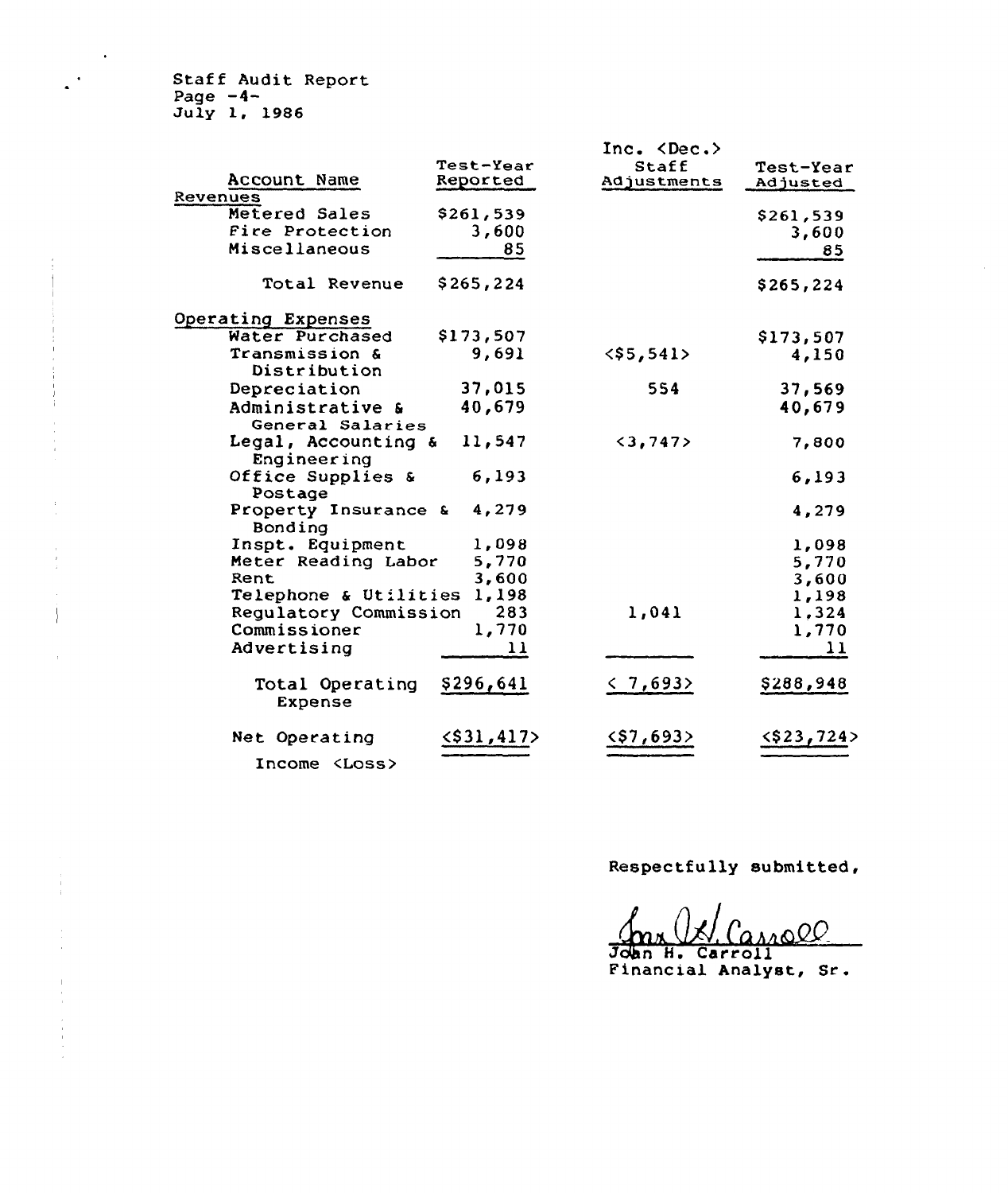Staff Audit Report
Page -4-
July 1, 1986

| Account Name | Test-Year Reported | Inc. <Dec.> Staff Adjustments | Test-Year Adjusted |
|---|---|---|---|
| **Revenues** | | | |
| Metered Sales | $261,539 | | $261,539 |
| Fire Protection | 3,600 | | 3,600 |
| Miscellaneous | 85 | | 85 |
| Total Revenue | $265,224 | | $265,224 |
| **Operating Expenses** | | | |
| Water Purchased | $173,507 | | $173,507 |
| Transmission & Distribution | 9,691 | <$5,541> | 4,150 |
| Depreciation | 37,015 | 554 | 37,569 |
| Administrative & General Salaries | 40,679 | | 40,679 |
| Legal, Accounting & Engineering | 11,547 | <3,747> | 7,800 |
| Office Supplies & Postage | 6,193 | | 6,193 |
| Property Insurance & Bonding | 4,279 | | 4,279 |
| Inspt. Equipment | 1,098 | | 1,098 |
| Meter Reading Labor | 5,770 | | 5,770 |
| Rent | 3,600 | | 3,600 |
| Telephone & Utilities | 1,198 | | 1,198 |
| Regulatory Commission | 283 | 1,041 | 1,324 |
| Commissioner | 1,770 | | 1,770 |
| Advertising | 11 | | 11 |
| Total Operating Expense | $296,641 | < 7,693> | $288,948 |
| Net Operating Income <Loss> | <$31,417> | <$7,693> | <$23,724> |

Respectfully submitted,

John H. Carroll
Financial Analyst, Sr.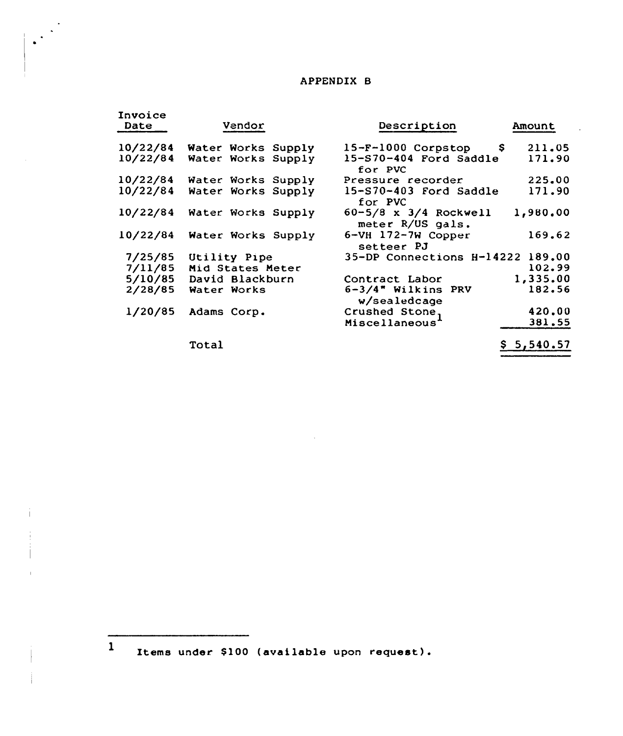# APPENDIX B

| Invoice Date | Vendor | Description | Amount |
|---|---|---|---|
| 10/22/84 | Water Works Supply | 15-F-1000 Corpstop | $ 211.05 |
| 10/22/84 | Water Works Supply | 15-S70-404 Ford Saddle for PVC | 171.90 |
| 10/22/84 | Water Works Supply | Pressure recorder | 225.00 |
| 10/22/84 | Water Works Supply | 15-S70-403 Ford Saddle for PVC | 171.90 |
| 10/22/84 | Water Works Supply | 60-5/8 x 3/4 Rockwell meter R/US gals. | 1,980.00 |
| 10/22/84 | Water Works Supply | 6-VH 172-7W Copper setteer PJ | 169.62 |
| 7/25/85 | Utility Pipe | 35-DP Connections H-14222 | 189.00 |
| 7/11/85 | Mid States Meter | | 102.99 |
| 5/10/85 | David Blackburn | Contract Labor | 1,335.00 |
| 2/28/85 | Water Works | 6-3/4" Wilkins PRV w/sealedcage | 182.56 |
| 1/20/85 | Adams Corp. | Crushed Stone | 420.00 |
| | | Miscellaneous[1] | 381.55 |
| | Total | | $ 5,540.57 |

[1] Items under $100 (available upon request).